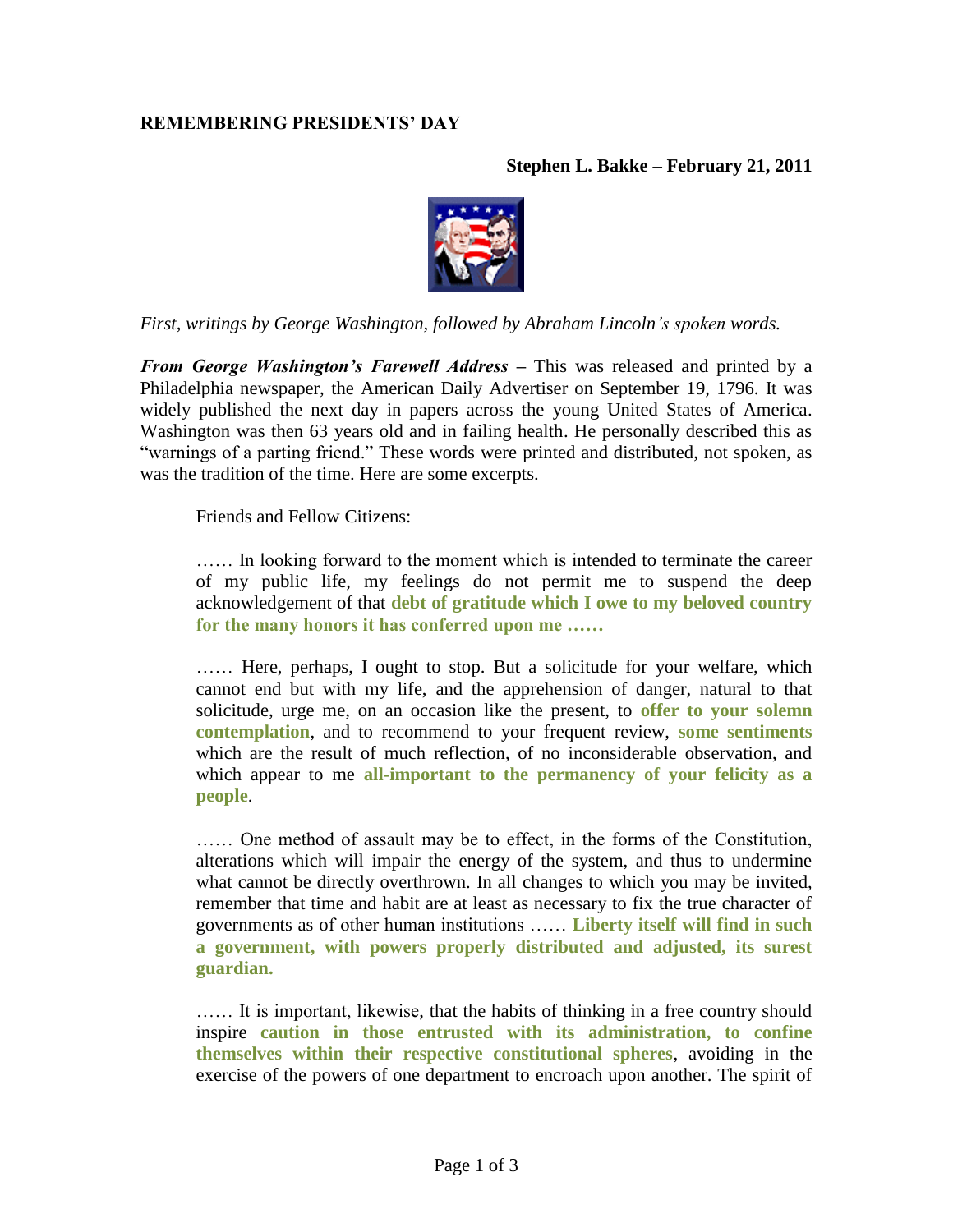**REMEMBERING PRESIDENTS' DAY**

**Stephen L. Bakke – February 21, 2011**

*First, writings by George Washington, followed by Abraham Lincoln's spoken words.*

***From George Washington's Farewell Address*** **–** This was released and printed by a Philadelphia newspaper, the American Daily Advertiser on September 19, 1796. It was widely published the next day in papers across the young United States of America. Washington was then 63 years old and in failing health. He personally described this as "warnings of a parting friend." These words were printed and distributed, not spoken, as was the tradition of the time. Here are some excerpts.

> Friends and Fellow Citizens:
>
> …… In looking forward to the moment which is intended to terminate the career of my public life, my feelings do not permit me to suspend the deep acknowledgement of that **debt of gratitude which I owe to my beloved country for the many honors it has conferred upon me ……**
>
> …… Here, perhaps, I ought to stop. But a solicitude for your welfare, which cannot end but with my life, and the apprehension of danger, natural to that solicitude, urge me, on an occasion like the present, to **offer to your solemn contemplation**, and to recommend to your frequent review, **some sentiments** which are the result of much reflection, of no inconsiderable observation, and which appear to me **all-important to the permanency of your felicity as a people**.
>
> …… One method of assault may be to effect, in the forms of the Constitution, alterations which will impair the energy of the system, and thus to undermine what cannot be directly overthrown. In all changes to which you may be invited, remember that time and habit are at least as necessary to fix the true character of governments as of other human institutions …… **Liberty itself will find in such a government, with powers properly distributed and adjusted, its surest guardian.**
>
> …… It is important, likewise, that the habits of thinking in a free country should inspire **caution in those entrusted with its administration, to confine themselves within their respective constitutional spheres**, avoiding in the exercise of the powers of one department to encroach upon another. The spirit of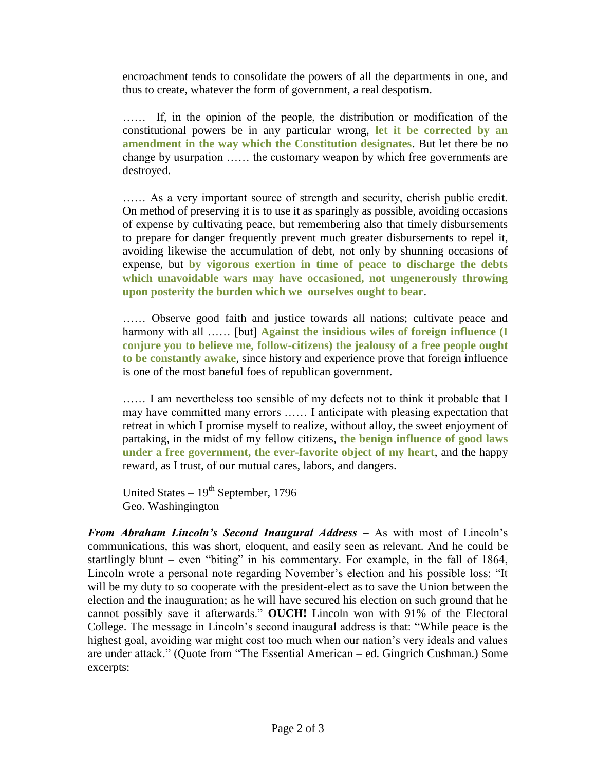encroachment tends to consolidate the powers of all the departments in one, and thus to create, whatever the form of government, a real despotism.

…… If, in the opinion of the people, the distribution or modification of the constitutional powers be in any particular wrong, **let it be corrected by an amendment in the way which the Constitution designates**. But let there be no change by usurpation …… the customary weapon by which free governments are destroyed.

…… As a very important source of strength and security, cherish public credit. On method of preserving it is to use it as sparingly as possible, avoiding occasions of expense by cultivating peace, but remembering also that timely disbursements to prepare for danger frequently prevent much greater disbursements to repel it, avoiding likewise the accumulation of debt, not only by shunning occasions of expense, but **by vigorous exertion in time of peace to discharge the debts which unavoidable wars may have occasioned, not ungenerously throwing upon posterity the burden which we ourselves ought to bear**.

…… Observe good faith and justice towards all nations; cultivate peace and harmony with all …… [but] **Against the insidious wiles of foreign influence (I conjure you to believe me, follow-citizens) the jealousy of a free people ought to be constantly awake**, since history and experience prove that foreign influence is one of the most baneful foes of republican government.

…… I am nevertheless too sensible of my defects not to think it probable that I may have committed many errors …… I anticipate with pleasing expectation that retreat in which I promise myself to realize, without alloy, the sweet enjoyment of partaking, in the midst of my fellow citizens, **the benign influence of good laws under a free government, the ever-favorite object of my heart**, and the happy reward, as I trust, of our mutual cares, labors, and dangers.

United States – 19th September, 1796
Geo. Washingington

***From Abraham Lincoln's Second Inaugural Address –*** As with most of Lincoln's communications, this was short, eloquent, and easily seen as relevant. And he could be startlingly blunt – even "biting" in his commentary. For example, in the fall of 1864, Lincoln wrote a personal note regarding November's election and his possible loss: "It will be my duty to so cooperate with the president-elect as to save the Union between the election and the inauguration; as he will have secured his election on such ground that he cannot possibly save it afterwards." **OUCH!** Lincoln won with 91% of the Electoral College. The message in Lincoln's second inaugural address is that: "While peace is the highest goal, avoiding war might cost too much when our nation's very ideals and values are under attack." (Quote from "The Essential American – ed. Gingrich Cushman.) Some excerpts: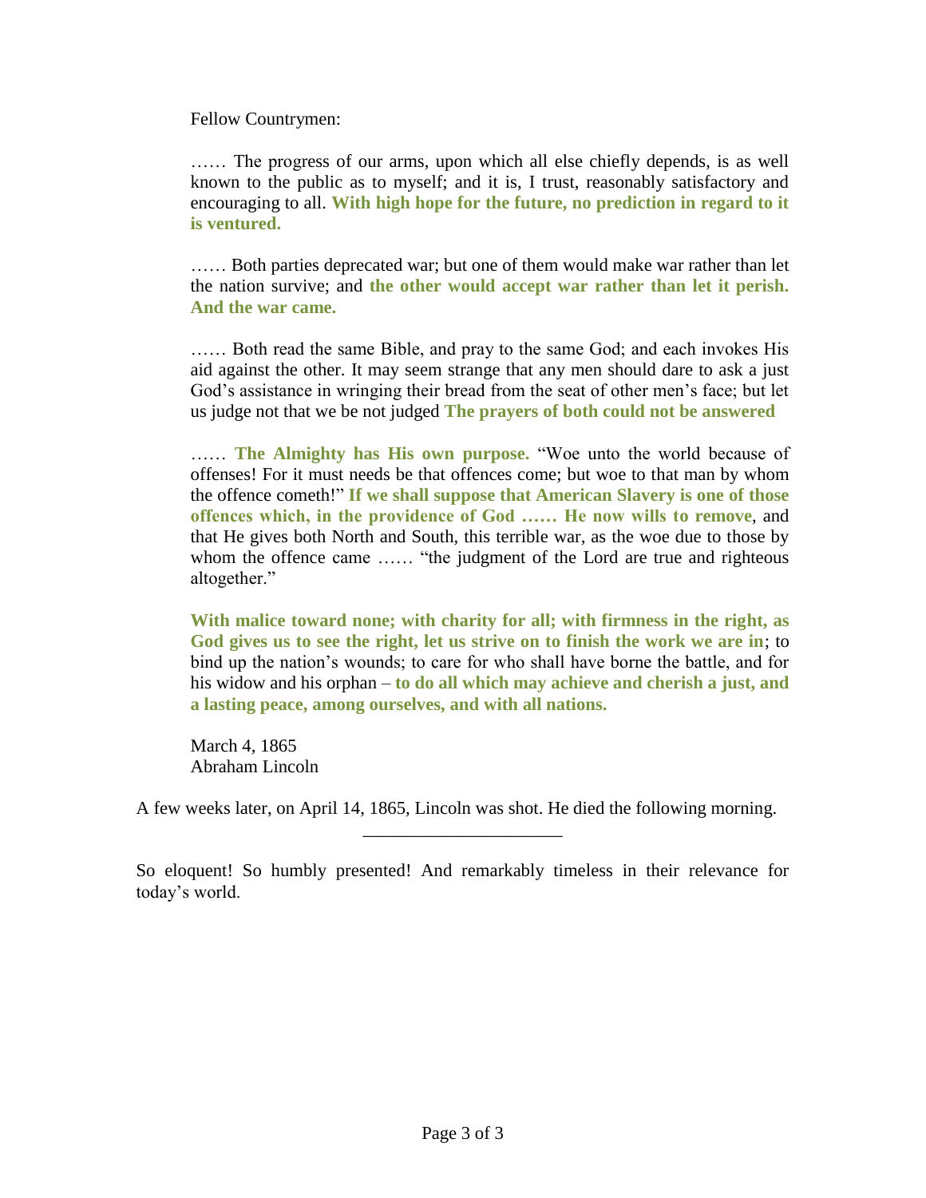Fellow Countrymen:

…… The progress of our arms, upon which all else chiefly depends, is as well known to the public as to myself; and it is, I trust, reasonably satisfactory and encouraging to all. **With high hope for the future, no prediction in regard to it is ventured.**

…… Both parties deprecated war; but one of them would make war rather than let the nation survive; and **the other would accept war rather than let it perish. And the war came.**

…… Both read the same Bible, and pray to the same God; and each invokes His aid against the other. It may seem strange that any men should dare to ask a just God's assistance in wringing their bread from the seat of other men's face; but let us judge not that we be not judged **The prayers of both could not be answered**

…… **The Almighty has His own purpose.** "Woe unto the world because of offenses! For it must needs be that offences come; but woe to that man by whom the offence cometh!" **If we shall suppose that American Slavery is one of those offences which, in the providence of God …… He now wills to remove**, and that He gives both North and South, this terrible war, as the woe due to those by whom the offence came …… "the judgment of the Lord are true and righteous altogether."

**With malice toward none; with charity for all; with firmness in the right, as God gives us to see the right, let us strive on to finish the work we are in**; to bind up the nation's wounds; to care for who shall have borne the battle, and for his widow and his orphan – **to do all which may achieve and cherish a just, and a lasting peace, among ourselves, and with all nations.**

March 4, 1865
Abraham Lincoln

A few weeks later, on April 14, 1865, Lincoln was shot. He died the following morning.

---

So eloquent! So humbly presented! And remarkably timeless in their relevance for today's world.